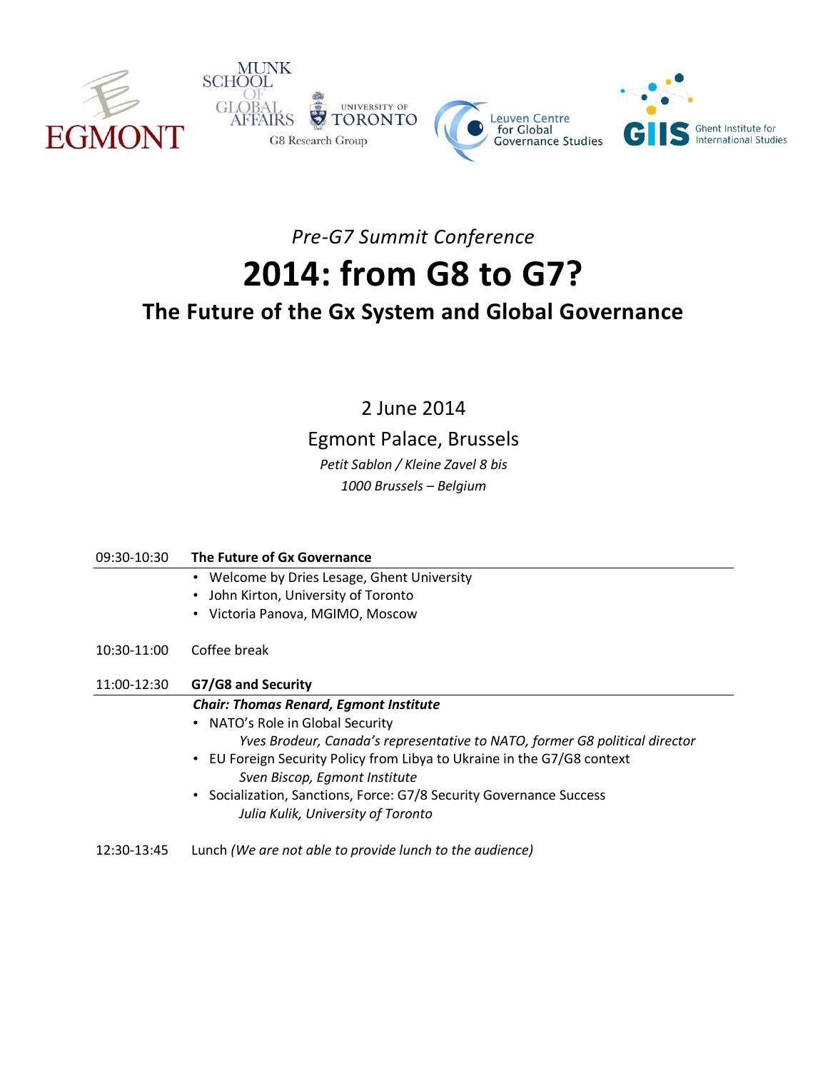EGMONT

MUNK SCHOOL OF GLOBAL AFFAIRS — UNIVERSITY OF TORONTO — G8 Research Group

Leuven Centre for Global Governance Studies

GIIS Ghent Institute for International Studies

*Pre-G7 Summit Conference*

# 2014: from G8 to G7?

## The Future of the Gx System and Global Governance

2 June 2014

Egmont Palace, Brussels

*Petit Sablon / Kleine Zavel 8 bis*

*1000 Brussels – Belgium*

| | |
|---|---|
| 09:30-10:30 | **The Future of Gx Governance** |
| | • Welcome by Dries Lesage, Ghent University<br>• John Kirton, University of Toronto<br>• Victoria Panova, MGIMO, Moscow |
| 10:30-11:00 | Coffee break |
| 11:00-12:30 | **G7/G8 and Security** |
| | ***Chair: Thomas Renard, Egmont Institute***<br>• NATO's Role in Global Security<br>*Yves Brodeur, Canada's representative to NATO, former G8 political director*<br>• EU Foreign Security Policy from Libya to Ukraine in the G7/G8 context<br>*Sven Biscop, Egmont Institute*<br>• Socialization, Sanctions, Force: G7/8 Security Governance Success<br>*Julia Kulik, University of Toronto* |
| 12:30-13:45 | Lunch *(We are not able to provide lunch to the audience)* |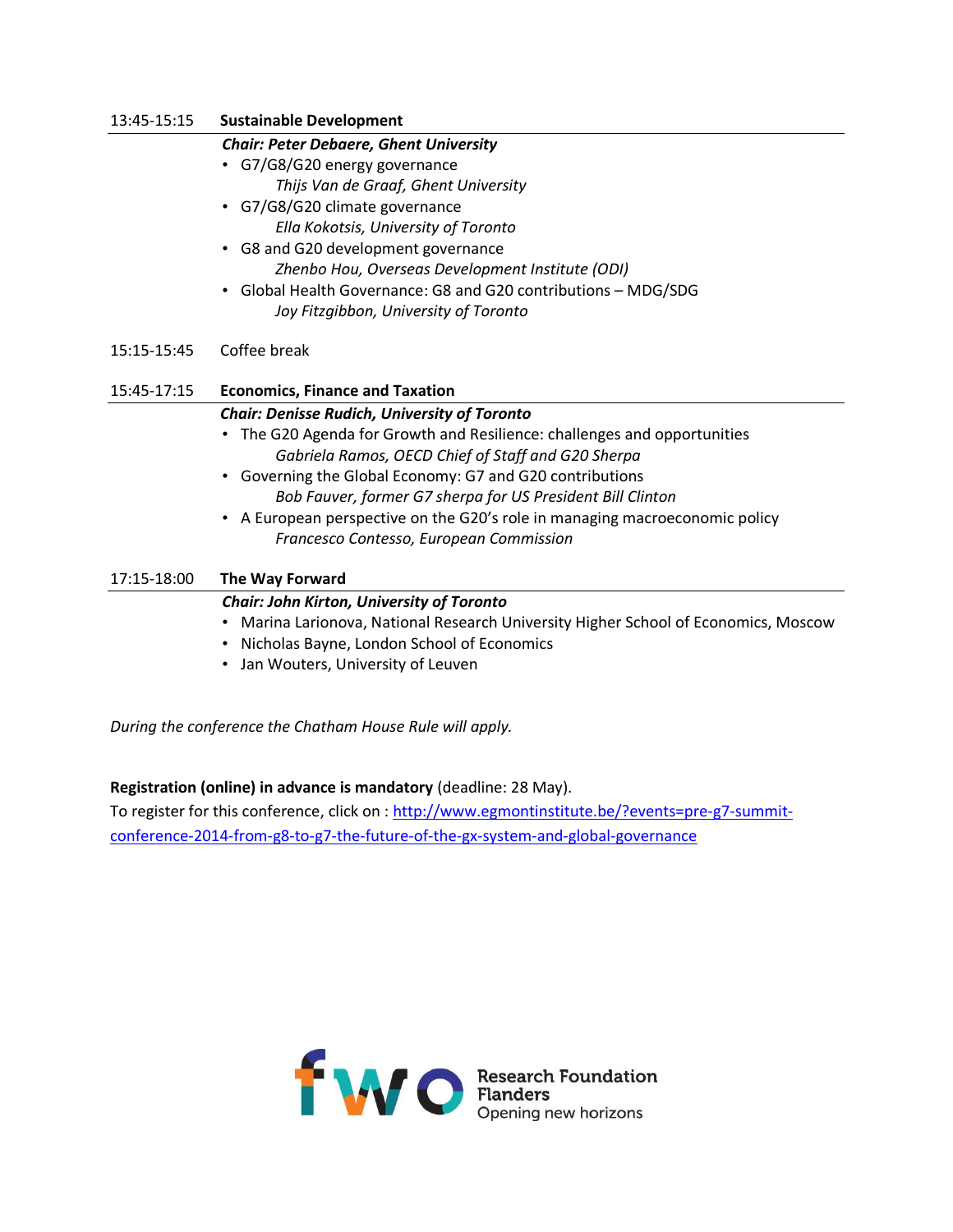**13:45-15:15 Sustainable Development**

***Chair: Peter Debaere, Ghent University***

- G7/G8/G20 energy governance
  *Thijs Van de Graaf, Ghent University*
- G7/G8/G20 climate governance
  *Ella Kokotsis, University of Toronto*
- G8 and G20 development governance
  *Zhenbo Hou, Overseas Development Institute (ODI)*
- Global Health Governance: G8 and G20 contributions – MDG/SDG
  *Joy Fitzgibbon, University of Toronto*

15:15-15:45 Coffee break

**15:45-17:15 Economics, Finance and Taxation**

***Chair: Denisse Rudich, University of Toronto***

- The G20 Agenda for Growth and Resilience: challenges and opportunities
  *Gabriela Ramos, OECD Chief of Staff and G20 Sherpa*
- Governing the Global Economy: G7 and G20 contributions
  *Bob Fauver, former G7 sherpa for US President Bill Clinton*
- A European perspective on the G20's role in managing macroeconomic policy
  *Francesco Contesso, European Commission*

**17:15-18:00 The Way Forward**

***Chair: John Kirton, University of Toronto***

- Marina Larionova, National Research University Higher School of Economics, Moscow
- Nicholas Bayne, London School of Economics
- Jan Wouters, University of Leuven

*During the conference the Chatham House Rule will apply.*

**Registration (online) in advance is mandatory** (deadline: 28 May).
To register for this conference, click on : http://www.egmontinstitute.be/?events=pre-g7-summit-conference-2014-from-g8-to-g7-the-future-of-the-gx-system-and-global-governance

fwo Research Foundation Flanders
Opening new horizons